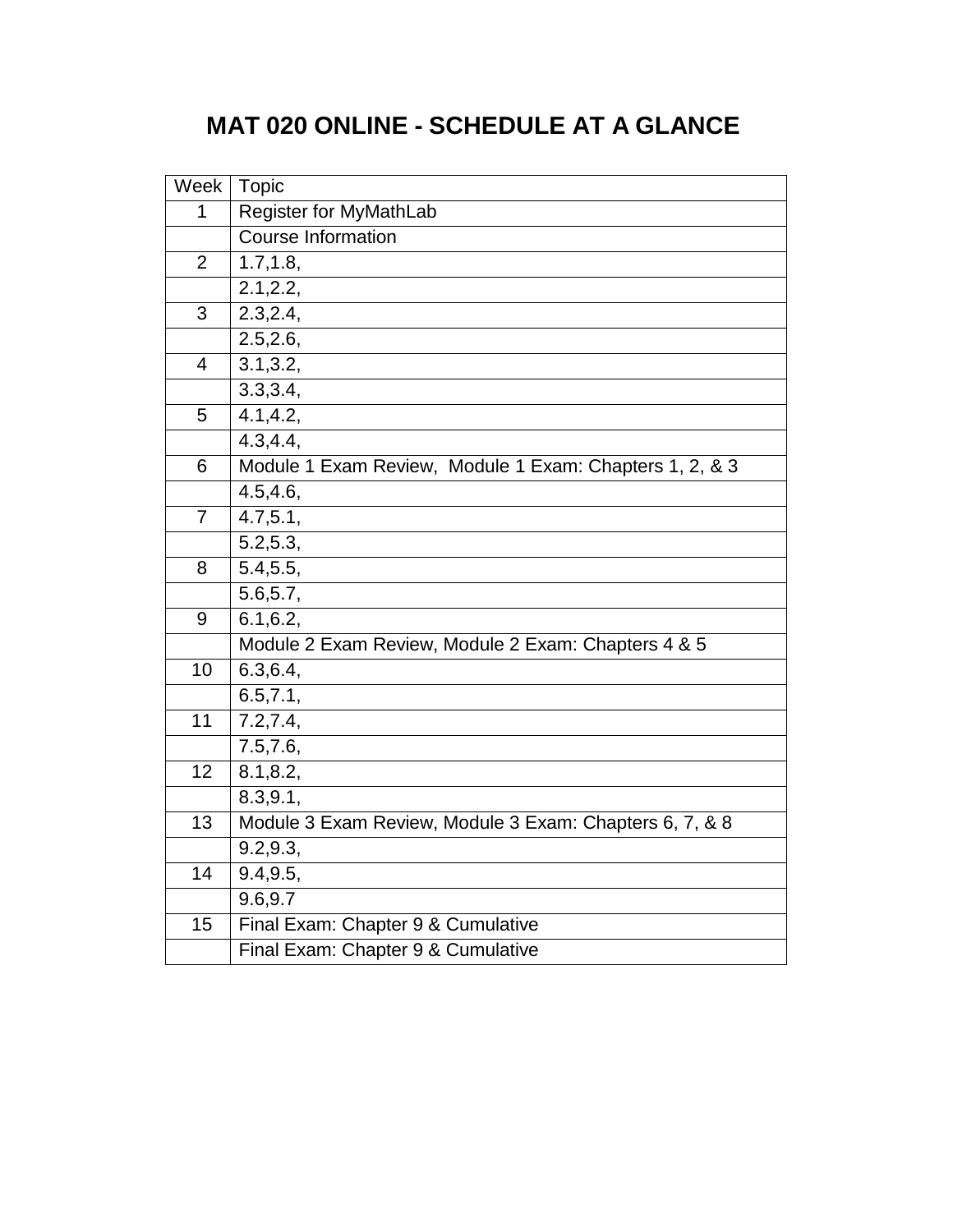# MAT 020 ONLINE - SCHEDULE AT A GLANCE

| Week | Topic |
|---|---|
| 1 | Register for MyMathLab |
| | Course Information |
| 2 | 1.7,1.8, |
| | 2.1,2.2, |
| 3 | 2.3,2.4, |
| | 2.5,2.6, |
| 4 | 3.1,3.2, |
| | 3.3,3.4, |
| 5 | 4.1,4.2, |
| | 4.3,4.4, |
| 6 | Module 1 Exam Review, Module 1 Exam: Chapters 1, 2, & 3 |
| | 4.5,4.6, |
| 7 | 4.7,5.1, |
| | 5.2,5.3, |
| 8 | 5.4,5.5, |
| | 5.6,5.7, |
| 9 | 6.1,6.2, |
| | Module 2 Exam Review, Module 2 Exam: Chapters 4 & 5 |
| 10 | 6.3,6.4, |
| | 6.5,7.1, |
| 11 | 7.2,7.4, |
| | 7.5,7.6, |
| 12 | 8.1,8.2, |
| | 8.3,9.1, |
| 13 | Module 3 Exam Review, Module 3 Exam: Chapters 6, 7, & 8 |
| | 9.2,9.3, |
| 14 | 9.4,9.5, |
| | 9.6,9.7 |
| 15 | Final Exam: Chapter 9 & Cumulative |
| | Final Exam: Chapter 9 & Cumulative |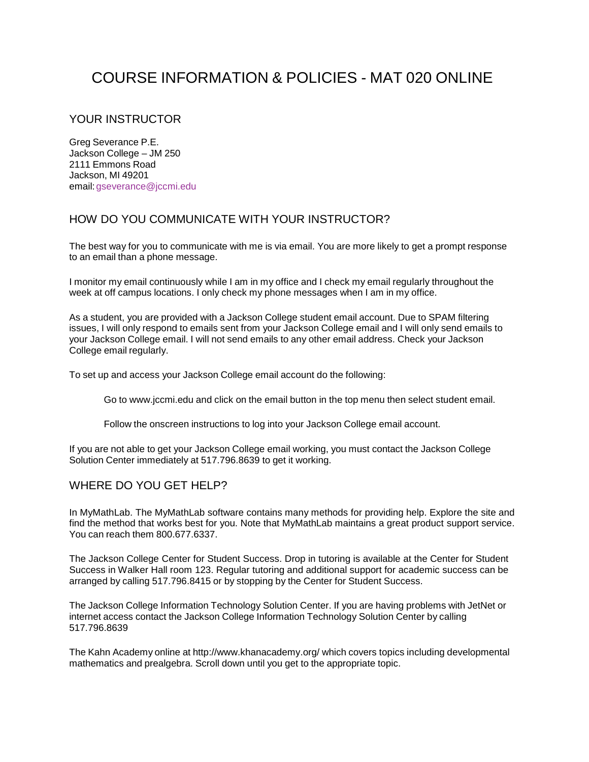# COURSE INFORMATION & POLICIES - MAT 020 ONLINE

## YOUR INSTRUCTOR

Greg Severance P.E.
Jackson College – JM 250
2111 Emmons Road
Jackson, MI 49201
email: gseverance@jccmi.edu

## HOW DO YOU COMMUNICATE WITH YOUR INSTRUCTOR?

The best way for you to communicate with me is via email. You are more likely to get a prompt response to an email than a phone message.

I monitor my email continuously while I am in my office and I check my email regularly throughout the week at off campus locations. I only check my phone messages when I am in my office.

As a student, you are provided with a Jackson College student email account. Due to SPAM filtering issues, I will only respond to emails sent from your Jackson College email and I will only send emails to your Jackson College email. I will not send emails to any other email address. Check your Jackson College email regularly.

To set up and access your Jackson College email account do the following:

> Go to www.jccmi.edu and click on the email button in the top menu then select student email.
>
> Follow the onscreen instructions to log into your Jackson College email account.

If you are not able to get your Jackson College email working, you must contact the Jackson College Solution Center immediately at 517.796.8639 to get it working.

## WHERE DO YOU GET HELP?

In MyMathLab. The MyMathLab software contains many methods for providing help. Explore the site and find the method that works best for you. Note that MyMathLab maintains a great product support service. You can reach them 800.677.6337.

The Jackson College Center for Student Success. Drop in tutoring is available at the Center for Student Success in Walker Hall room 123. Regular tutoring and additional support for academic success can be arranged by calling 517.796.8415 or by stopping by the Center for Student Success.

The Jackson College Information Technology Solution Center. If you are having problems with JetNet or internet access contact the Jackson College Information Technology Solution Center by calling 517.796.8639

The Kahn Academy online at http://www.khanacademy.org/ which covers topics including developmental mathematics and prealgebra. Scroll down until you get to the appropriate topic.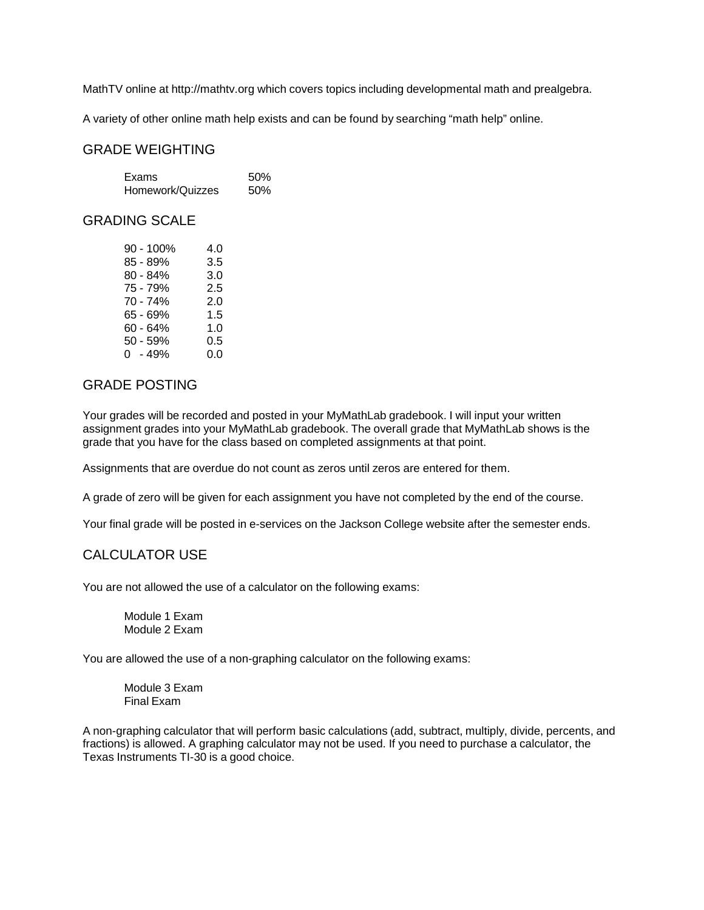MathTV online at http://mathtv.org which covers topics including developmental math and prealgebra.

A variety of other online math help exists and can be found by searching "math help" online.

## GRADE WEIGHTING

| Category | Weight |
| --- | --- |
| Exams | 50% |
| Homework/Quizzes | 50% |

## GRADING SCALE

| Percentage | Grade |
| --- | --- |
| 90 - 100% | 4.0 |
| 85 - 89% | 3.5 |
| 80 - 84% | 3.0 |
| 75 - 79% | 2.5 |
| 70 - 74% | 2.0 |
| 65 - 69% | 1.5 |
| 60 - 64% | 1.0 |
| 50 - 59% | 0.5 |
| 0 - 49% | 0.0 |

## GRADE POSTING

Your grades will be recorded and posted in your MyMathLab gradebook. I will input your written assignment grades into your MyMathLab gradebook. The overall grade that MyMathLab shows is the grade that you have for the class based on completed assignments at that point.

Assignments that are overdue do not count as zeros until zeros are entered for them.

A grade of zero will be given for each assignment you have not completed by the end of the course.

Your final grade will be posted in e-services on the Jackson College website after the semester ends.

## CALCULATOR USE

You are not allowed the use of a calculator on the following exams:

- Module 1 Exam
- Module 2 Exam

You are allowed the use of a non-graphing calculator on the following exams:

- Module 3 Exam
- Final Exam

A non-graphing calculator that will perform basic calculations (add, subtract, multiply, divide, percents, and fractions) is allowed. A graphing calculator may not be used. If you need to purchase a calculator, the Texas Instruments TI-30 is a good choice.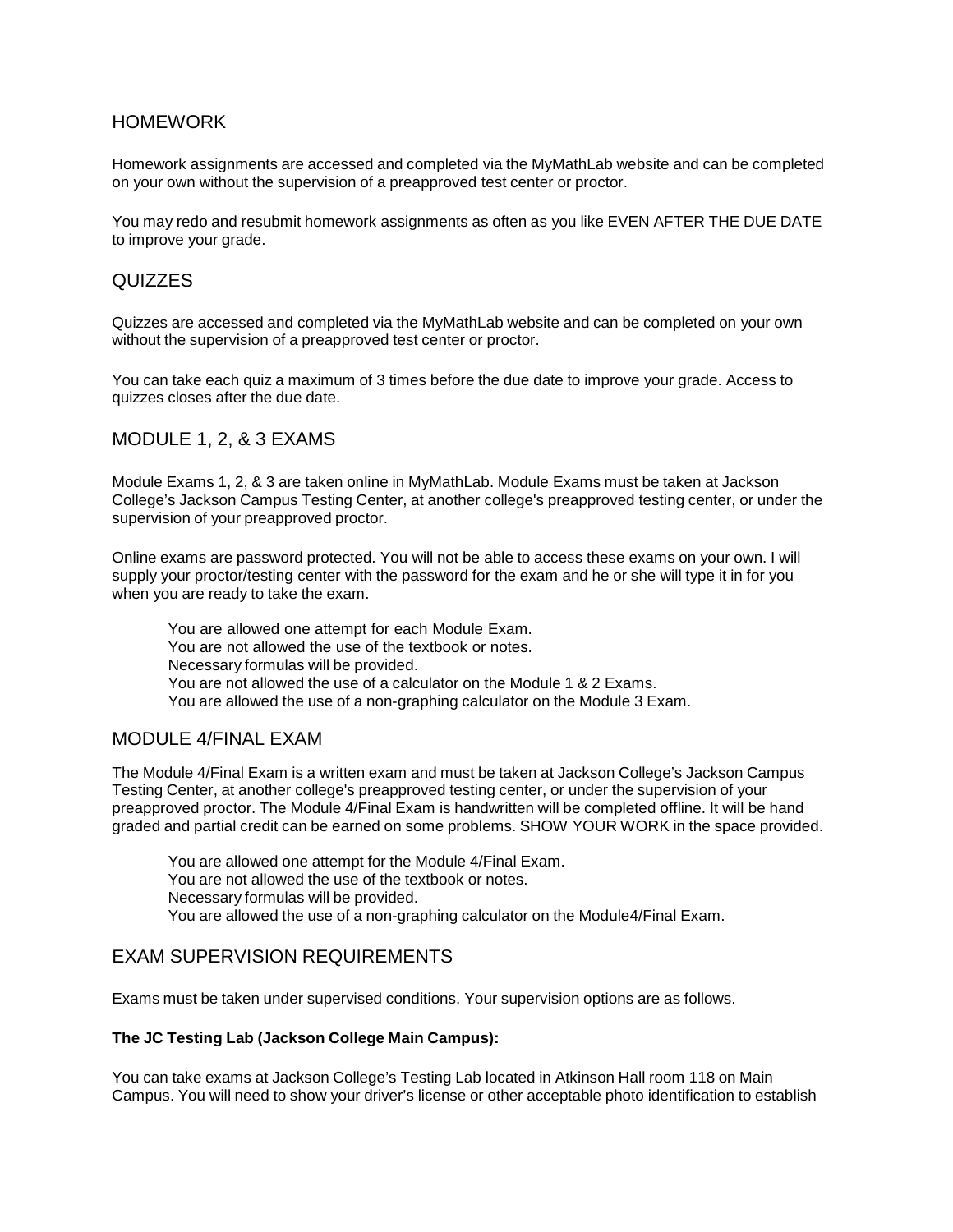## HOMEWORK

Homework assignments are accessed and completed via the MyMathLab website and can be completed on your own without the supervision of a preapproved test center or proctor.

You may redo and resubmit homework assignments as often as you like EVEN AFTER THE DUE DATE to improve your grade.

## QUIZZES

Quizzes are accessed and completed via the MyMathLab website and can be completed on your own without the supervision of a preapproved test center or proctor.

You can take each quiz a maximum of 3 times before the due date to improve your grade. Access to quizzes closes after the due date.

## MODULE 1, 2, & 3 EXAMS

Module Exams 1, 2, & 3 are taken online in MyMathLab. Module Exams must be taken at Jackson College's Jackson Campus Testing Center, at another college's preapproved testing center, or under the supervision of your preapproved proctor.

Online exams are password protected. You will not be able to access these exams on your own. I will supply your proctor/testing center with the password for the exam and he or she will type it in for you when you are ready to take the exam.

- You are allowed one attempt for each Module Exam.
- You are not allowed the use of the textbook or notes.
- Necessary formulas will be provided.
- You are not allowed the use of a calculator on the Module 1 & 2 Exams.
- You are allowed the use of a non-graphing calculator on the Module 3 Exam.

## MODULE 4/FINAL EXAM

The Module 4/Final Exam is a written exam and must be taken at Jackson College's Jackson Campus Testing Center, at another college's preapproved testing center, or under the supervision of your preapproved proctor. The Module 4/Final Exam is handwritten will be completed offline. It will be hand graded and partial credit can be earned on some problems. SHOW YOUR WORK in the space provided.

- You are allowed one attempt for the Module 4/Final Exam.
- You are not allowed the use of the textbook or notes.
- Necessary formulas will be provided.
- You are allowed the use of a non-graphing calculator on the Module4/Final Exam.

## EXAM SUPERVISION REQUIREMENTS

Exams must be taken under supervised conditions. Your supervision options are as follows.

**The JC Testing Lab (Jackson College Main Campus):**

You can take exams at Jackson College's Testing Lab located in Atkinson Hall room 118 on Main Campus. You will need to show your driver's license or other acceptable photo identification to establish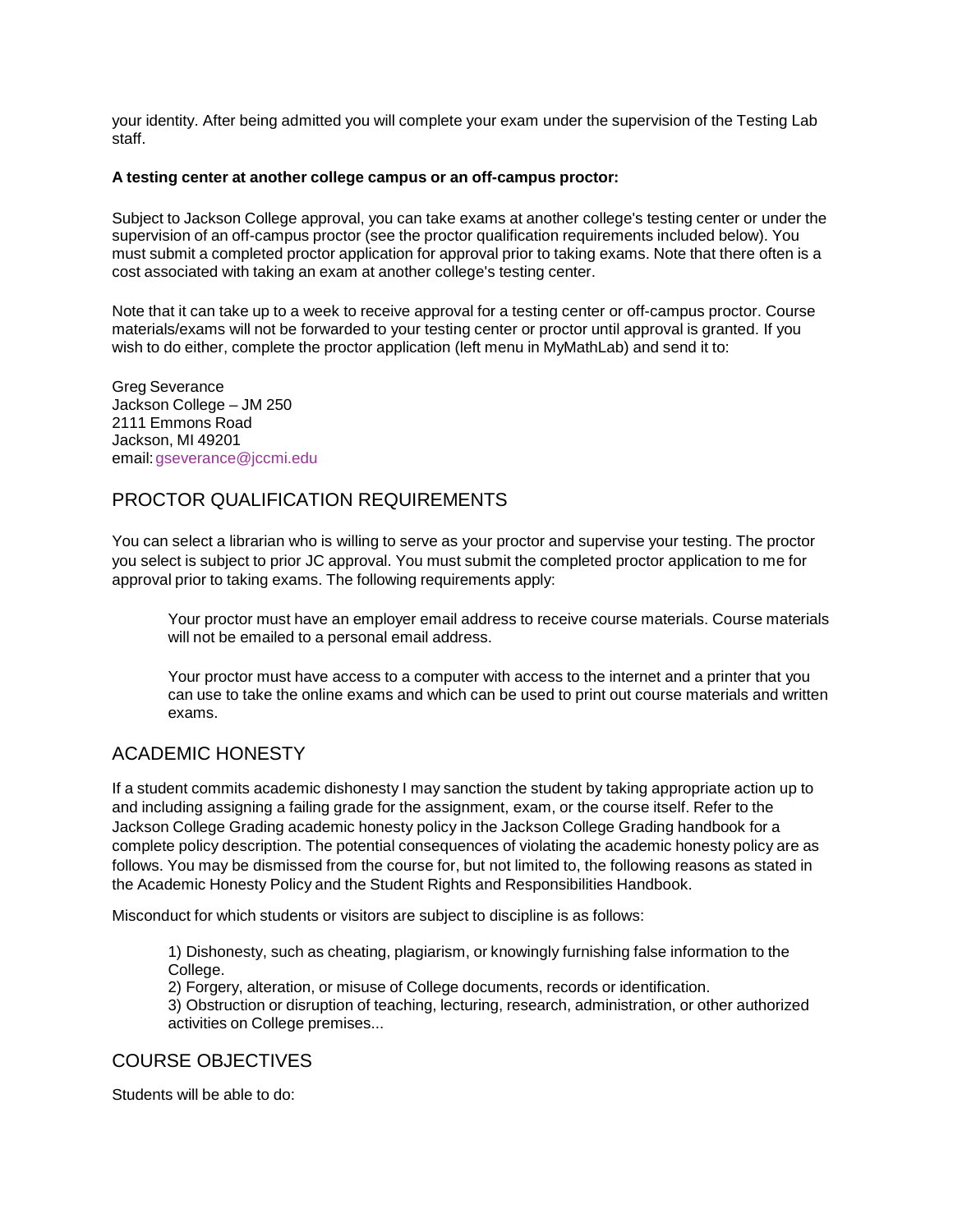your identity. After being admitted you will complete your exam under the supervision of the Testing Lab staff.

**A testing center at another college campus or an off-campus proctor:**

Subject to Jackson College approval, you can take exams at another college's testing center or under the supervision of an off-campus proctor (see the proctor qualification requirements included below). You must submit a completed proctor application for approval prior to taking exams. Note that there often is a cost associated with taking an exam at another college's testing center.

Note that it can take up to a week to receive approval for a testing center or off-campus proctor. Course materials/exams will not be forwarded to your testing center or proctor until approval is granted. If you wish to do either, complete the proctor application (left menu in MyMathLab) and send it to:

Greg Severance
Jackson College – JM 250
2111 Emmons Road
Jackson, MI 49201
email: gseverance@jccmi.edu

## PROCTOR QUALIFICATION REQUIREMENTS

You can select a librarian who is willing to serve as your proctor and supervise your testing. The proctor you select is subject to prior JC approval. You must submit the completed proctor application to me for approval prior to taking exams. The following requirements apply:

> Your proctor must have an employer email address to receive course materials. Course materials will not be emailed to a personal email address.
>
> Your proctor must have access to a computer with access to the internet and a printer that you can use to take the online exams and which can be used to print out course materials and written exams.

## ACADEMIC HONESTY

If a student commits academic dishonesty I may sanction the student by taking appropriate action up to and including assigning a failing grade for the assignment, exam, or the course itself. Refer to the Jackson College Grading academic honesty policy in the Jackson College Grading handbook for a complete policy description. The potential consequences of violating the academic honesty policy are as follows. You may be dismissed from the course for, but not limited to, the following reasons as stated in the Academic Honesty Policy and the Student Rights and Responsibilities Handbook.

Misconduct for which students or visitors are subject to discipline is as follows:

> 1) Dishonesty, such as cheating, plagiarism, or knowingly furnishing false information to the College.
> 2) Forgery, alteration, or misuse of College documents, records or identification.
> 3) Obstruction or disruption of teaching, lecturing, research, administration, or other authorized activities on College premises...

## COURSE OBJECTIVES

Students will be able to do: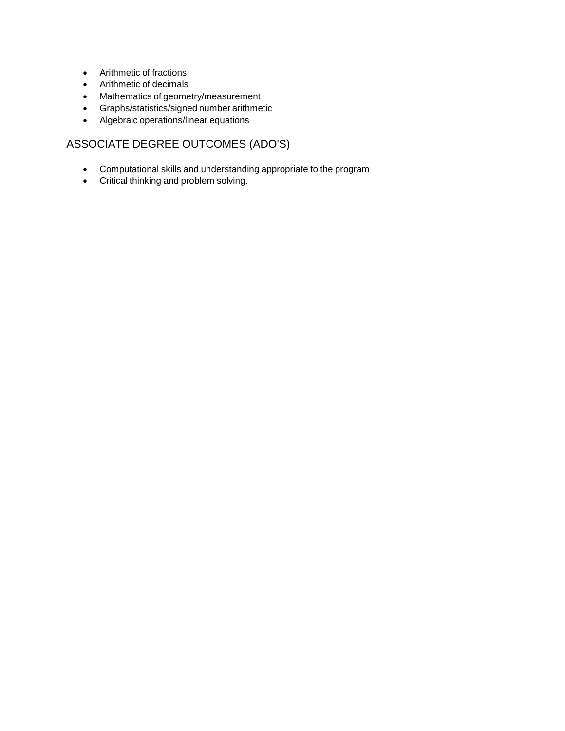- Arithmetic of fractions
- Arithmetic of decimals
- Mathematics of geometry/measurement
- Graphs/statistics/signed number arithmetic
- Algebraic operations/linear equations

## ASSOCIATE DEGREE OUTCOMES (ADO'S)

- Computational skills and understanding appropriate to the program
- Critical thinking and problem solving.